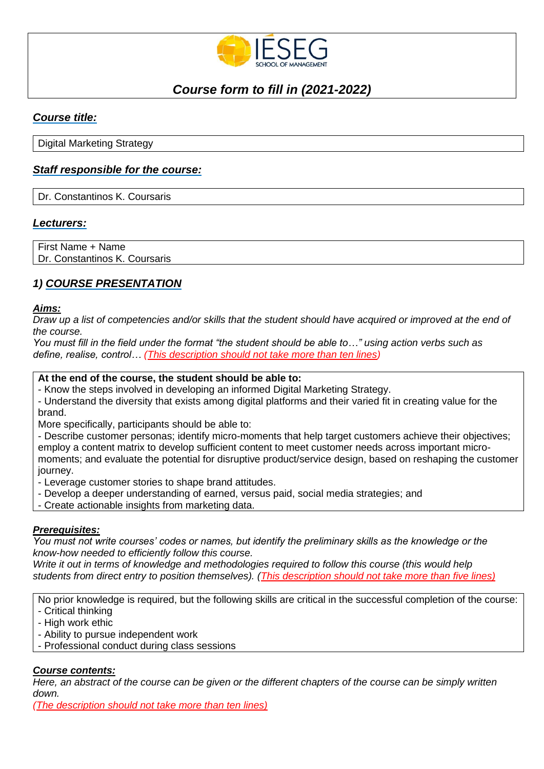IESEG SCHOOL OF MANAGEMENT

# *Course form to fill in (2021-2022)*

## ***Course title:***

Digital Marketing Strategy

## ***Staff responsible for the course:***

Dr. Constantinos K. Coursaris

## ***Lecturers:***

First Name + Name
Dr. Constantinos K. Coursaris

## *1) COURSE PRESENTATION*

### ***Aims:***

*Draw up a list of competencies and/or skills that the student should have acquired or improved at the end of the course.*
*You must fill in the field under the format "the student should be able to…" using action verbs such as define, realise, control… (This description should not take more than ten lines)*

**At the end of the course, the student should be able to:**
- Know the steps involved in developing an informed Digital Marketing Strategy.
- Understand the diversity that exists among digital platforms and their varied fit in creating value for the brand.

More specifically, participants should be able to:
- Describe customer personas; identify micro-moments that help target customers achieve their objectives; employ a content matrix to develop sufficient content to meet customer needs across important micro-moments; and evaluate the potential for disruptive product/service design, based on reshaping the customer journey.
- Leverage customer stories to shape brand attitudes.
- Develop a deeper understanding of earned, versus paid, social media strategies; and
- Create actionable insights from marketing data.

### ***Prerequisites:***

*You must not write courses' codes or names, but identify the preliminary skills as the knowledge or the know-how needed to efficiently follow this course.*
*Write it out in terms of knowledge and methodologies required to follow this course (this would help students from direct entry to position themselves). (This description should not take more than five lines)*

No prior knowledge is required, but the following skills are critical in the successful completion of the course:
- Critical thinking
- High work ethic
- Ability to pursue independent work
- Professional conduct during class sessions

### ***Course contents:***

*Here, an abstract of the course can be given or the different chapters of the course can be simply written down.*
*(The description should not take more than ten lines)*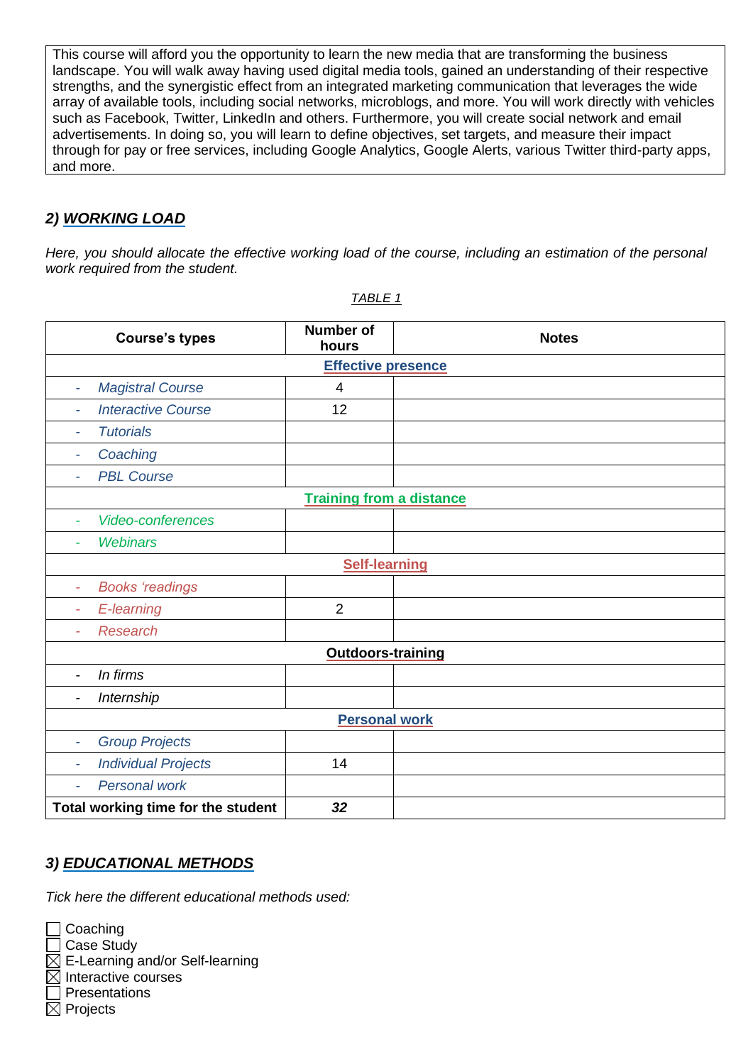This course will afford you the opportunity to learn the new media that are transforming the business landscape. You will walk away having used digital media tools, gained an understanding of their respective strengths, and the synergistic effect from an integrated marketing communication that leverages the wide array of available tools, including social networks, microblogs, and more. You will work directly with vehicles such as Facebook, Twitter, LinkedIn and others. Furthermore, you will create social network and email advertisements. In doing so, you will learn to define objectives, set targets, and measure their impact through for pay or free services, including Google Analytics, Google Alerts, various Twitter third-party apps, and more.

## 2) *WORKING LOAD*

*Here, you should allocate the effective working load of the course, including an estimation of the personal work required from the student.*

*TABLE 1*

| Course's types | Number of hours | Notes |
|---|---|---|
| **Effective presence** | | |
| - *Magistral Course* | 4 | |
| - *Interactive Course* | 12 | |
| - *Tutorials* | | |
| - *Coaching* | | |
| - *PBL Course* | | |
| **Training from a distance** | | |
| - *Video-conferences* | | |
| - *Webinars* | | |
| **Self-learning** | | |
| - *Books 'readings* | | |
| - *E-learning* | 2 | |
| - *Research* | | |
| **Outdoors-training** | | |
| - *In firms* | | |
| - *Internship* | | |
| **Personal work** | | |
| - *Group Projects* | | |
| - *Individual Projects* | 14 | |
| - *Personal work* | | |
| **Total working time for the student** | ***32*** | |

## 3) *EDUCATIONAL METHODS*

*Tick here the different educational methods used:*

- [ ] Coaching
- [ ] Case Study
- [x] E-Learning and/or Self-learning
- [x] Interactive courses
- [ ] Presentations
- [x] Projects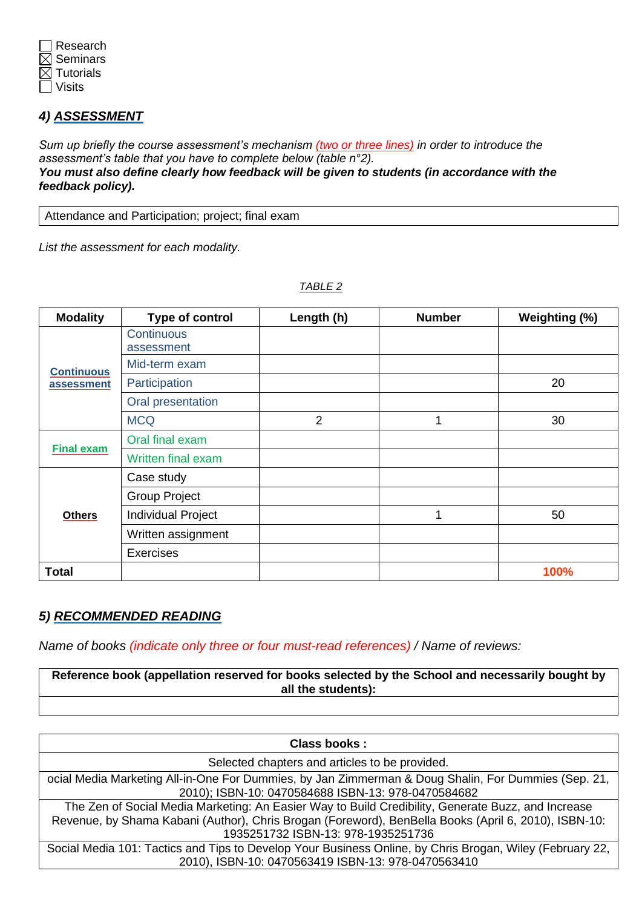- ☐ Research
- ☒ Seminars
- ☒ Tutorials
- ☐ Visits

## 4) ASSESSMENT

*Sum up briefly the course assessment's mechanism (two or three lines) in order to introduce the assessment's table that you have to complete below (table n°2).*
***You must also define clearly how feedback will be given to students (in accordance with the feedback policy).***

| Attendance and Participation; project; final exam |
|---|

*List the assessment for each modality.*

TABLE 2

| Modality | Type of control | Length (h) | Number | Weighting (%) |
|---|---|---|---|---|
| Continuous assessment | Continuous assessment | | | |
| | Mid-term exam | | | |
| | Participation | | | 20 |
| | Oral presentation | | | |
| | MCQ | 2 | 1 | 30 |
| Final exam | Oral final exam | | | |
| | Written final exam | | | |
| Others | Case study | | | |
| | Group Project | | | |
| | Individual Project | | 1 | 50 |
| | Written assignment | | | |
| | Exercises | | | |
| **Total** | | | | **100%** |

## 5) RECOMMENDED READING

*Name of books (indicate only three or four must-read references) / Name of reviews:*

| **Reference book (appellation reserved for books selected by the School and necessarily bought by all the students):** |
|---|
| |

| **Class books :** |
|---|
| Selected chapters and articles to be provided. |
| ocial Media Marketing All-in-One For Dummies, by Jan Zimmerman & Doug Shalin, For Dummies (Sep. 21, 2010); ISBN-10: 0470584688 ISBN-13: 978-0470584682 |
| The Zen of Social Media Marketing: An Easier Way to Build Credibility, Generate Buzz, and Increase Revenue, by Shama Kabani (Author), Chris Brogan (Foreword), BenBella Books (April 6, 2010), ISBN-10: 1935251732 ISBN-13: 978-1935251736 |
| Social Media 101: Tactics and Tips to Develop Your Business Online, by Chris Brogan, Wiley (February 22, 2010), ISBN-10: 0470563419 ISBN-13: 978-0470563410 |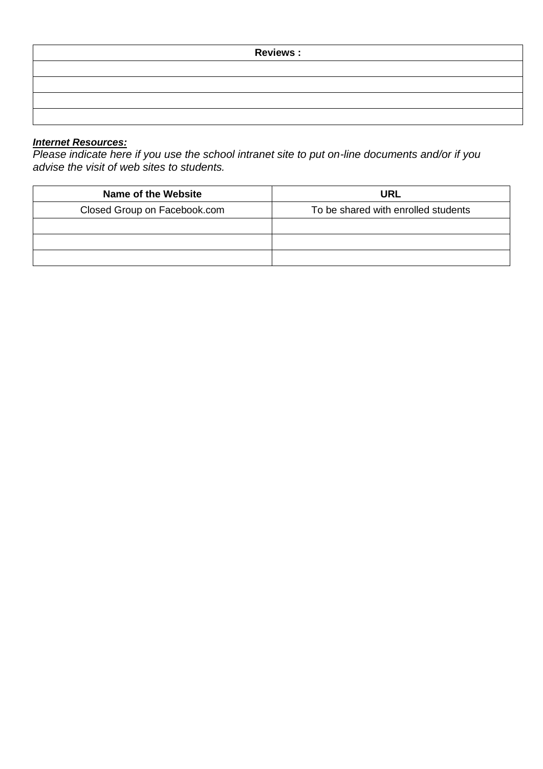| Reviews : |
| --- |
| |
| |
| |
| |

***Internet Resources:***

*Please indicate here if you use the school intranet site to put on-line documents and/or if you advise the visit of web sites to students.*

| Name of the Website | URL |
| --- | --- |
| Closed Group on Facebook.com | To be shared with enrolled students |
| | |
| | |
| | |